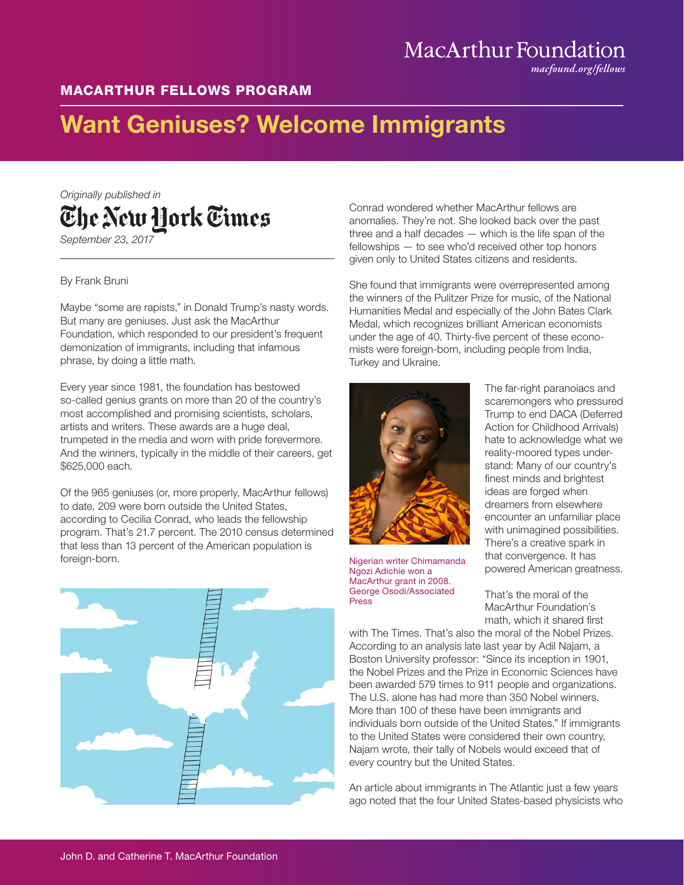MacArthur Foundation
*macfound.org/fellows*

## MACARTHUR FELLOWS PROGRAM

# Want Geniuses? Welcome Immigrants

*Originally published in*
The New York Times
*September 23, 2017*

By Frank Bruni

Maybe "some are rapists," in Donald Trump's nasty words. But many are geniuses. Just ask the MacArthur Foundation, which responded to our president's frequent demonization of immigrants, including that infamous phrase, by doing a little math.

Every year since 1981, the foundation has bestowed so-called genius grants on more than 20 of the country's most accomplished and promising scientists, scholars, artists and writers. These awards are a huge deal, trumpeted in the media and worn with pride forevermore. And the winners, typically in the middle of their careers, get $625,000 each.

Of the 965 geniuses (or, more properly, MacArthur fellows) to date, 209 were born outside the United States, according to Cecilia Conrad, who leads the fellowship program. That's 21.7 percent. The 2010 census determined that less than 13 percent of the American population is foreign-born.

Conrad wondered whether MacArthur fellows are anomalies. They're not. She looked back over the past three and a half decades — which is the life span of the fellowships — to see who'd received other top honors given only to United States citizens and residents.

She found that immigrants were overrepresented among the winners of the Pulitzer Prize for music, of the National Humanities Medal and especially of the John Bates Clark Medal, which recognizes brilliant American economists under the age of 40. Thirty-five percent of these economists were foreign-born, including people from India, Turkey and Ukraine.

Nigerian writer Chimamanda Ngozi Adichie won a MacArthur grant in 2008. George Osodi/Associated Press

The far-right paranoiacs and scaremongers who pressured Trump to end DACA (Deferred Action for Childhood Arrivals) hate to acknowledge what we reality-moored types understand: Many of our country's finest minds and brightest ideas are forged when dreamers from elsewhere encounter an unfamiliar place with unimagined possibilities. There's a creative spark in that convergence. It has powered American greatness.

That's the moral of the MacArthur Foundation's math, which it shared first with The Times. That's also the moral of the Nobel Prizes. According to an analysis late last year by Adil Najam, a Boston University professor: "Since its inception in 1901, the Nobel Prizes and the Prize in Economic Sciences have been awarded 579 times to 911 people and organizations. The U.S. alone has had more than 350 Nobel winners. More than 100 of these have been immigrants and individuals born outside of the United States." If immigrants to the United States were considered their own country, Najam wrote, their tally of Nobels would exceed that of every country but the United States.

An article about immigrants in The Atlantic just a few years ago noted that the four United States-based physicists who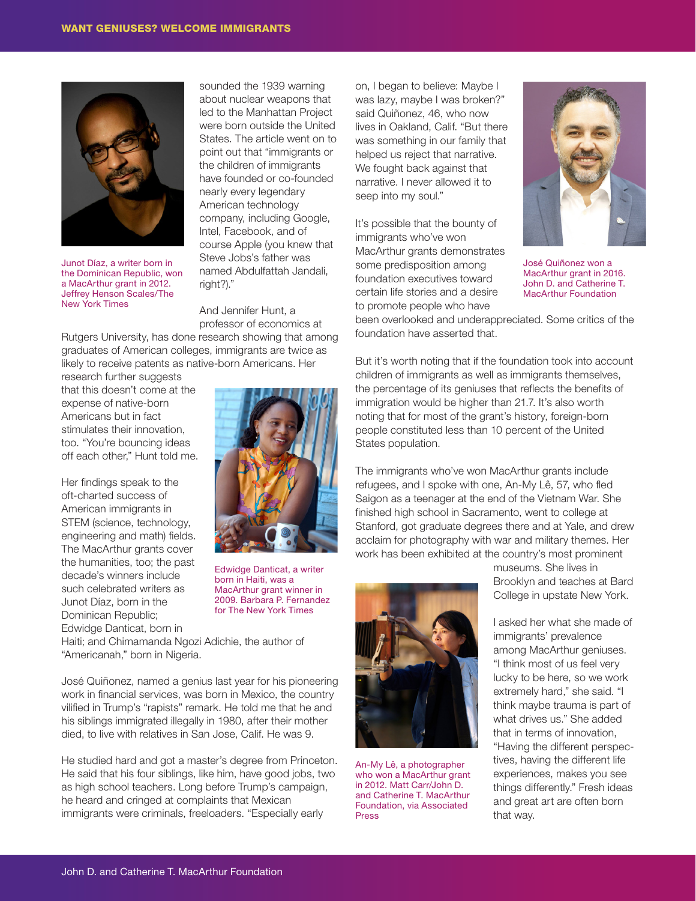sounded the 1939 warning about nuclear weapons that led to the Manhattan Project were born outside the United States. The article went on to point out that "immigrants or the children of immigrants have founded or co-founded nearly every legendary American technology company, including Google, Intel, Facebook, and of course Apple (you knew that Steve Jobs's father was named Abdulfattah Jandali, right?)."

Junot Díaz, a writer born in the Dominican Republic, won a MacArthur grant in 2012. Jeffrey Henson Scales/The New York Times

And Jennifer Hunt, a professor of economics at Rutgers University, has done research showing that among graduates of American colleges, immigrants are twice as likely to receive patents as native-born Americans. Her research further suggests that this doesn't come at the expense of native-born Americans but in fact stimulates their innovation, too. "You're bouncing ideas off each other," Hunt told me.

Her findings speak to the oft-charted success of American immigrants in STEM (science, technology, engineering and math) fields. The MacArthur grants cover the humanities, too; the past decade's winners include such celebrated writers as Junot Díaz, born in the Dominican Republic; Edwidge Danticat, born in Haiti; and Chimamanda Ngozi Adichie, the author of "Americanah," born in Nigeria.

Edwidge Danticat, a writer born in Haiti, was a MacArthur grant winner in 2009. Barbara P. Fernandez for The New York Times

José Quiñonez, named a genius last year for his pioneering work in financial services, was born in Mexico, the country vilified in Trump's "rapists" remark. He told me that he and his siblings immigrated illegally in 1980, after their mother died, to live with relatives in San Jose, Calif. He was 9.

He studied hard and got a master's degree from Princeton. He said that his four siblings, like him, have good jobs, two as high school teachers. Long before Trump's campaign, he heard and cringed at complaints that Mexican immigrants were criminals, freeloaders. "Especially early on, I began to believe: Maybe I was lazy, maybe I was broken?" said Quiñonez, 46, who now lives in Oakland, Calif. "But there was something in our family that helped us reject that narrative. We fought back against that narrative. I never allowed it to seep into my soul."

José Quiñonez won a MacArthur grant in 2016. John D. and Catherine T. MacArthur Foundation

It's possible that the bounty of immigrants who've won MacArthur grants demonstrates some predisposition among foundation executives toward certain life stories and a desire to promote people who have been overlooked and underappreciated. Some critics of the foundation have asserted that.

But it's worth noting that if the foundation took into account children of immigrants as well as immigrants themselves, the percentage of its geniuses that reflects the benefits of immigration would be higher than 21.7. It's also worth noting that for most of the grant's history, foreign-born people constituted less than 10 percent of the United States population.

The immigrants who've won MacArthur grants include refugees, and I spoke with one, An-My Lê, 57, who fled Saigon as a teenager at the end of the Vietnam War. She finished high school in Sacramento, went to college at Stanford, got graduate degrees there and at Yale, and drew acclaim for photography with war and military themes. Her work has been exhibited at the country's most prominent museums. She lives in Brooklyn and teaches at Bard College in upstate New York.

I asked her what she made of immigrants' prevalence among MacArthur geniuses. "I think most of us feel very lucky to be here, so we work extremely hard," she said. "I think maybe trauma is part of what drives us." She added that in terms of innovation, "Having the different perspectives, having the different life experiences, makes you see things differently." Fresh ideas and great art are often born that way.

An-My Lê, a photographer who won a MacArthur grant in 2012. Matt Carr/John D. and Catherine T. MacArthur Foundation, via Associated Press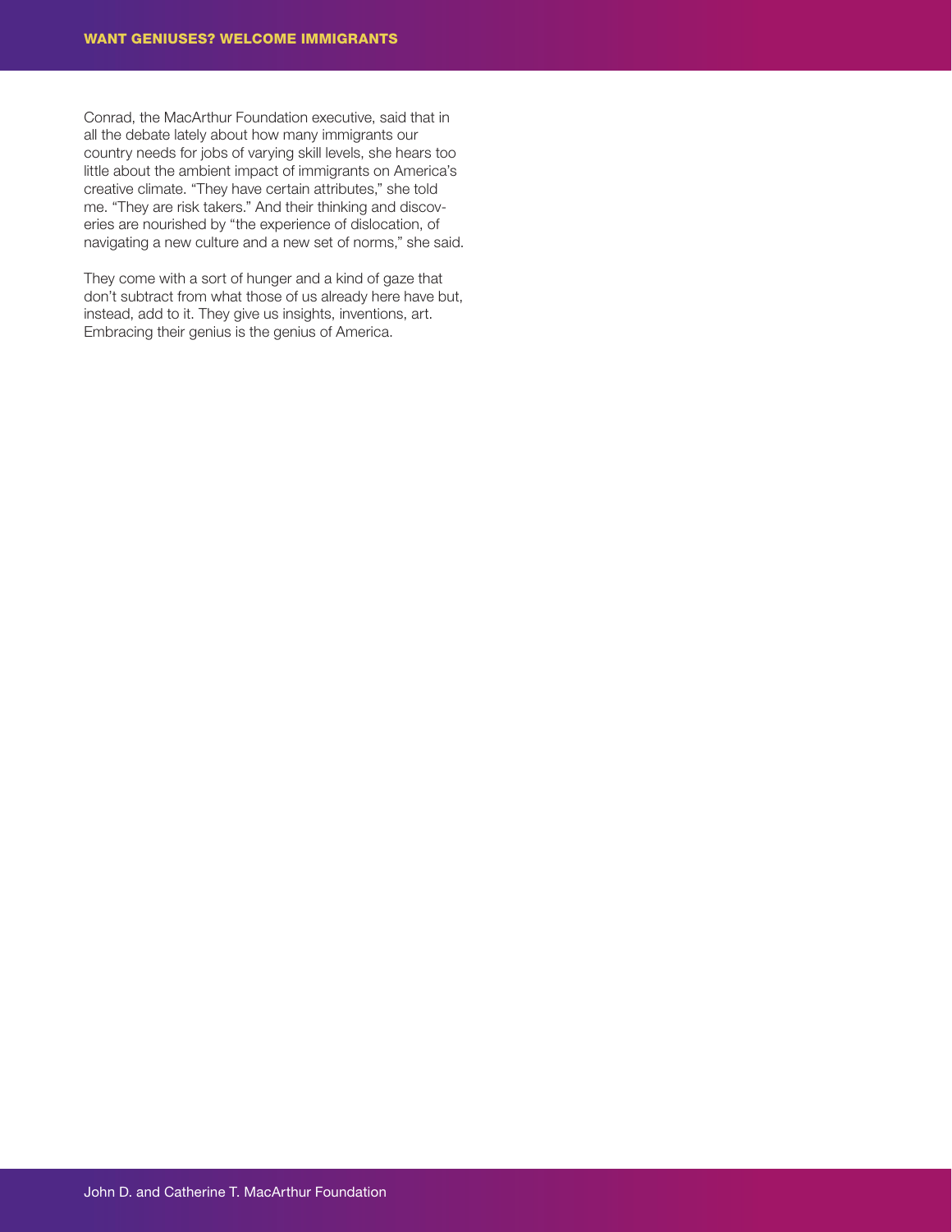Conrad, the MacArthur Foundation executive, said that in all the debate lately about how many immigrants our country needs for jobs of varying skill levels, she hears too little about the ambient impact of immigrants on America's creative climate. "They have certain attributes," she told me. "They are risk takers." And their thinking and discoveries are nourished by "the experience of dislocation, of navigating a new culture and a new set of norms," she said.

They come with a sort of hunger and a kind of gaze that don't subtract from what those of us already here have but, instead, add to it. They give us insights, inventions, art. Embracing their genius is the genius of America.